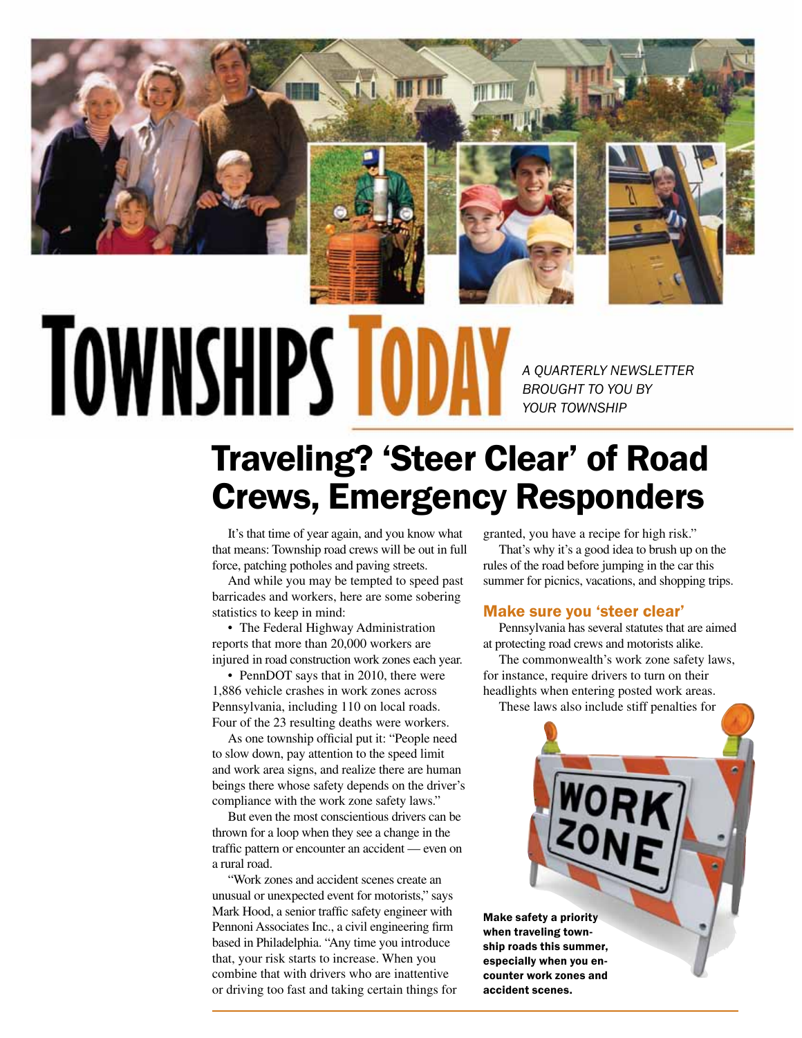# TOWNSHIPS TODAY

*A QUARTERLY NEWSLETTER BROUGHT TO YOU BY YOUR TOWNSHIP*

## Traveling? 'Steer Clear' of Road Crews, Emergency Responders

It's that time of year again, and you know what that means: Township road crews will be out in full force, patching potholes and paving streets.

And while you may be tempted to speed past barricades and workers, here are some sobering statistics to keep in mind:

• The Federal Highway Administration reports that more than 20,000 workers are injured in road construction work zones each year.

• PennDOT says that in 2010, there were 1,886 vehicle crashes in work zones across Pennsylvania, including 110 on local roads. Four of the 23 resulting deaths were workers.

As one township official put it: "People need to slow down, pay attention to the speed limit and work area signs, and realize there are human beings there whose safety depends on the driver's compliance with the work zone safety laws."

But even the most conscientious drivers can be thrown for a loop when they see a change in the traffic pattern or encounter an accident — even on a rural road.

"Work zones and accident scenes create an unusual or unexpected event for motorists," says Mark Hood, a senior traffic safety engineer with Pennoni Associates Inc., a civil engineering firm based in Philadelphia. "Any time you introduce that, your risk starts to increase. When you combine that with drivers who are inattentive or driving too fast and taking certain things for granted, you have a recipe for high risk."

That's why it's a good idea to brush up on the rules of the road before jumping in the car this summer for picnics, vacations, and shopping trips.

### Make sure you 'steer clear'

Pennsylvania has several statutes that are aimed at protecting road crews and motorists alike.

The commonwealth's work zone safety laws, for instance, require drivers to turn on their headlights when entering posted work areas.

These laws also include stiff penalties for

**Make safety a priority when traveling township roads this summer, especially when you encounter work zones and accident scenes.**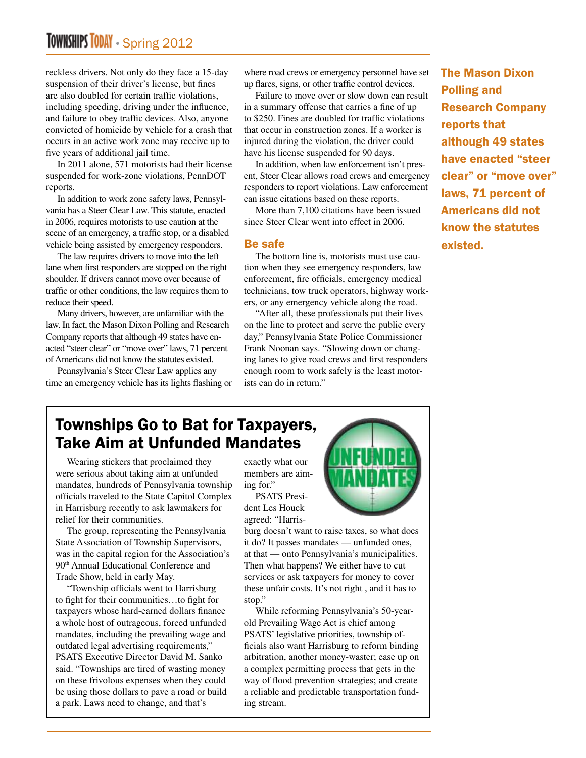reckless drivers. Not only do they face a 15-day suspension of their driver's license, but fines are also doubled for certain traffic violations, including speeding, driving under the influence, and failure to obey traffic devices. Also, anyone convicted of homicide by vehicle for a crash that occurs in an active work zone may receive up to five years of additional jail time.

In 2011 alone, 571 motorists had their license suspended for work-zone violations, PennDOT reports.

In addition to work zone safety laws, Pennsylvania has a Steer Clear Law. This statute, enacted in 2006, requires motorists to use caution at the scene of an emergency, a traffic stop, or a disabled vehicle being assisted by emergency responders.

The law requires drivers to move into the left lane when first responders are stopped on the right shoulder. If drivers cannot move over because of traffic or other conditions, the law requires them to reduce their speed.

Many drivers, however, are unfamiliar with the law. In fact, the Mason Dixon Polling and Research Company reports that although 49 states have enacted "steer clear" or "move over" laws, 71 percent of Americans did not know the statutes existed.

Pennsylvania's Steer Clear Law applies any time an emergency vehicle has its lights flashing or where road crews or emergency personnel have set up flares, signs, or other traffic control devices.

Failure to move over or slow down can result in a summary offense that carries a fine of up to $250. Fines are doubled for traffic violations that occur in construction zones. If a worker is injured during the violation, the driver could have his license suspended for 90 days.

In addition, when law enforcement isn't present, Steer Clear allows road crews and emergency responders to report violations. Law enforcement can issue citations based on these reports.

More than 7,100 citations have been issued since Steer Clear went into effect in 2006.

### Be safe

The bottom line is, motorists must use caution when they see emergency responders, law enforcement, fire officials, emergency medical technicians, tow truck operators, highway workers, or any emergency vehicle along the road.

"After all, these professionals put their lives on the line to protect and serve the public every day," Pennsylvania State Police Commissioner Frank Noonan says. "Slowing down or changing lanes to give road crews and first responders enough room to work safely is the least motorists can do in return."

**The Mason Dixon Polling and Research Company reports that although 49 states have enacted "steer clear" or "move over" laws, 71 percent of Americans did not know the statutes existed.**

## Townships Go to Bat for Taxpayers, Take Aim at Unfunded Mandates

Wearing stickers that proclaimed they were serious about taking aim at unfunded mandates, hundreds of Pennsylvania township officials traveled to the State Capitol Complex in Harrisburg recently to ask lawmakers for relief for their communities.

The group, representing the Pennsylvania State Association of Township Supervisors, was in the capital region for the Association's 90th Annual Educational Conference and Trade Show, held in early May.

"Township officials went to Harrisburg to fight for their communities…to fight for taxpayers whose hard-earned dollars finance a whole host of outrageous, forced unfunded mandates, including the prevailing wage and outdated legal advertising requirements," PSATS Executive Director David M. Sanko said. "Townships are tired of wasting money on these frivolous expenses when they could be using those dollars to pave a road or build a park. Laws need to change, and that's exactly what our members are aiming for."

PSATS President Les Houck agreed: "Harrisburg doesn't want to raise taxes, so what does it do? It passes mandates — unfunded ones, at that — onto Pennsylvania's municipalities. Then what happens? We either have to cut services or ask taxpayers for money to cover these unfair costs. It's not right , and it has to stop."

While reforming Pennsylvania's 50-year-old Prevailing Wage Act is chief among PSATS' legislative priorities, township officials also want Harrisburg to reform binding arbitration, another money-waster; ease up on a complex permitting process that gets in the way of flood prevention strategies; and create a reliable and predictable transportation funding stream.